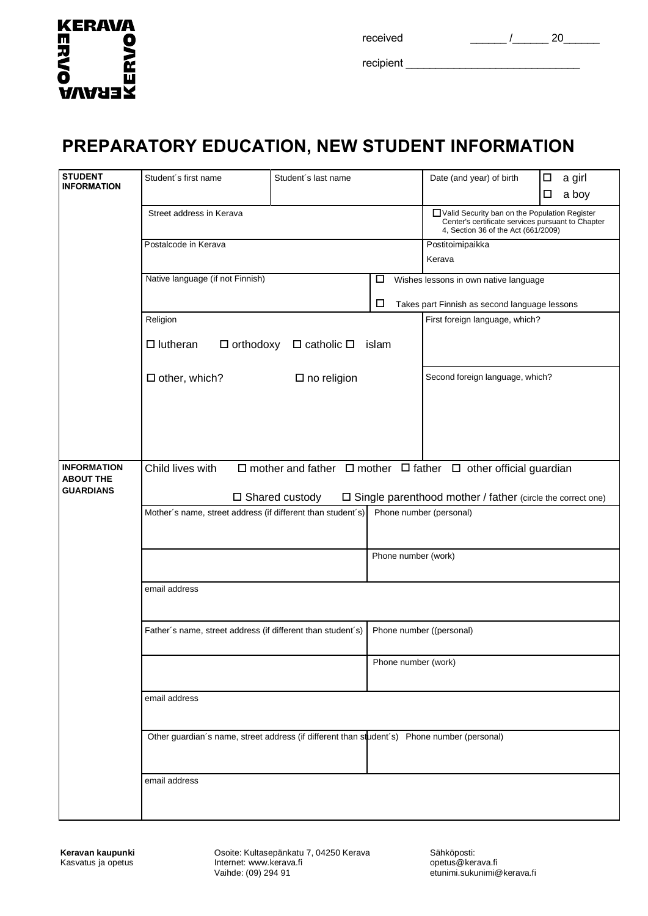received ______ /______ 20______

recipient ______________________________

# PREPARATORY EDUCATION, NEW STUDENT INFORMATION

| | | | | |
|---|---|---|---|---|
| **STUDENT INFORMATION** | Student´s first name | Student´s last name | Date (and year) of birth | ☐ a girl ☐ a boy |
| | Street address in Kerava | | ☐ Valid Security ban on the Population Register Center's certificate services pursuant to Chapter 4, Section 36 of the Act (661/2009) | |
| | Postalcode in Kerava | | Postitoimipaikka Kerava | |
| | Native language (if not Finnish) | ☐ Wishes lessons in own native language ☐ Takes part Finnish as second language lessons | | |
| | Religion ☐ lutheran ☐ orthodoxy ☐ catholic ☐ islam ☐ other, which? ☐ no religion | | First foreign language, which? | |
| | | | Second foreign language, which? | |
| **INFORMATION ABOUT THE GUARDIANS** | Child lives with ☐ mother and father ☐ mother ☐ father ☐ other official guardian ☐ Shared custody ☐ Single parenthood mother / father (circle the correct one) | | | |
| | Mother´s name, street address (if different than student´s) | Phone number (personal) | | |
| | | Phone number (work) | | |
| | email address | | | |
| | Father´s name, street address (if different than student´s) | Phone number ((personal) | | |
| | | Phone number (work) | | |
| | email address | | | |
| | Other guardian´s name, street address (if different than student´s) | Phone number (personal) | | |
| | email address | | | |

**Keravan kaupunki**
Kasvatus ja opetus

Osoite: Kultasepänkatu 7, 04250 Kerava
Internet: www.kerava.fi
Vaihde: (09) 294 91

Sähköposti:
opetus@kerava.fi
etunimi.sukunimi@kerava.fi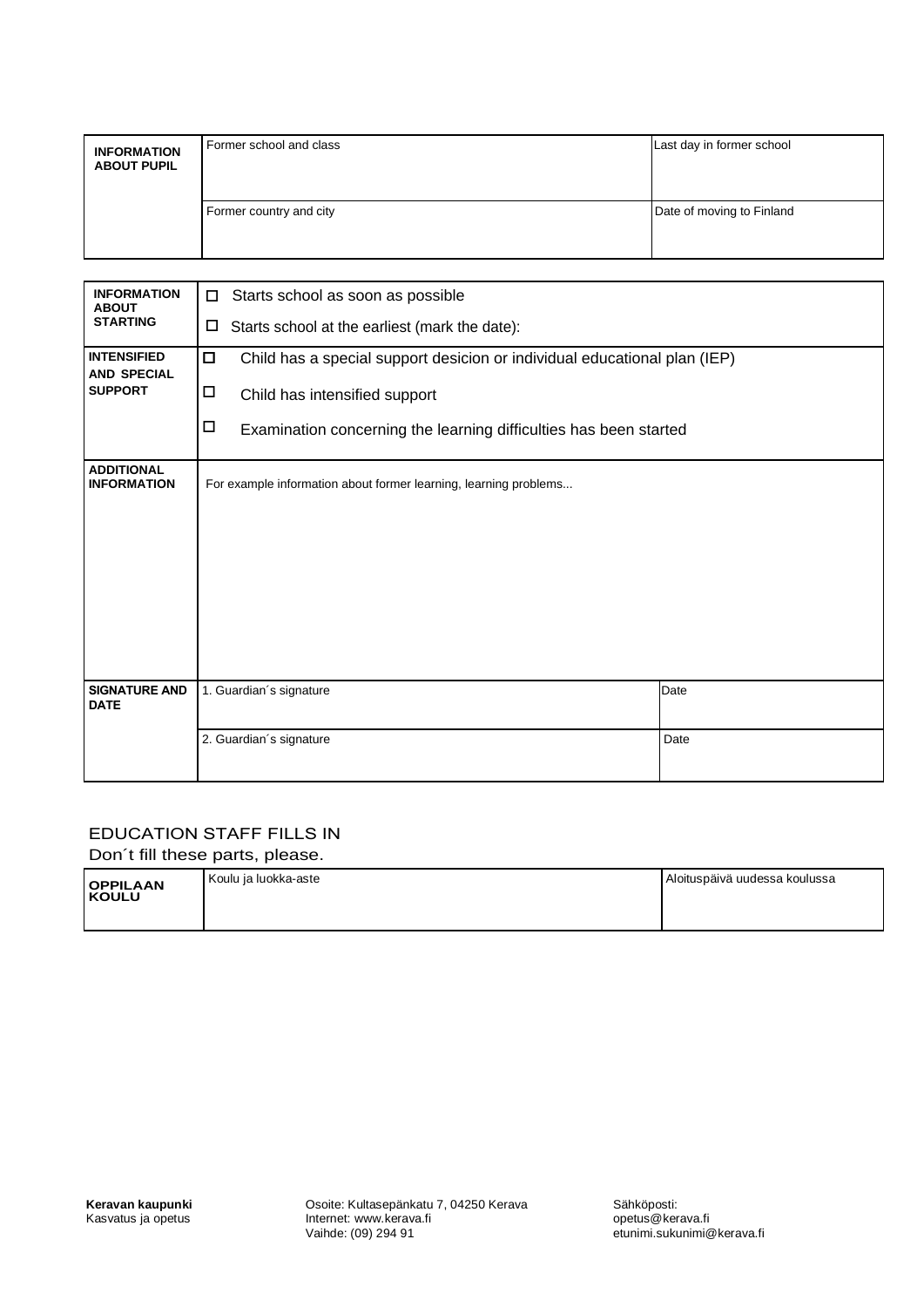| | | |
|---|---|---|
| **INFORMATION ABOUT PUPIL** | Former school and class | Last day in former school |
| | Former country and city | Date of moving to Finland |

| | |
|---|---|
| **INFORMATION ABOUT STARTING** | ☐ Starts school as soon as possible<br>☐ Starts school at the earliest (mark the date): |
| **INTENSIFIED AND SPECIAL SUPPORT** | ☐ Child has a special support desicion or individual educational plan (IEP)<br>☐ Child has intensified support<br>☐ Examination concerning the learning difficulties has been started |
| **ADDITIONAL INFORMATION** | For example information about former learning, learning problems... |

| | | |
|---|---|---|
| **SIGNATURE AND DATE** | 1. Guardian´s signature | Date |
| | 2. Guardian´s signature | Date |

EDUCATION STAFF FILLS IN

Don´t fill these parts, please.

| | | |
|---|---|---|
| **OPPILAAN KOULU** | Koulu ja luokka-aste | Aloituspäivä uudessa koulussa |

**Keravan kaupunki**
Kasvatus ja opetus

Osoite: Kultasepänkatu 7, 04250 Kerava
Internet: www.kerava.fi
Vaihde: (09) 294 91

Sähköposti:
opetus@kerava.fi
etunimi.sukunimi@kerava.fi